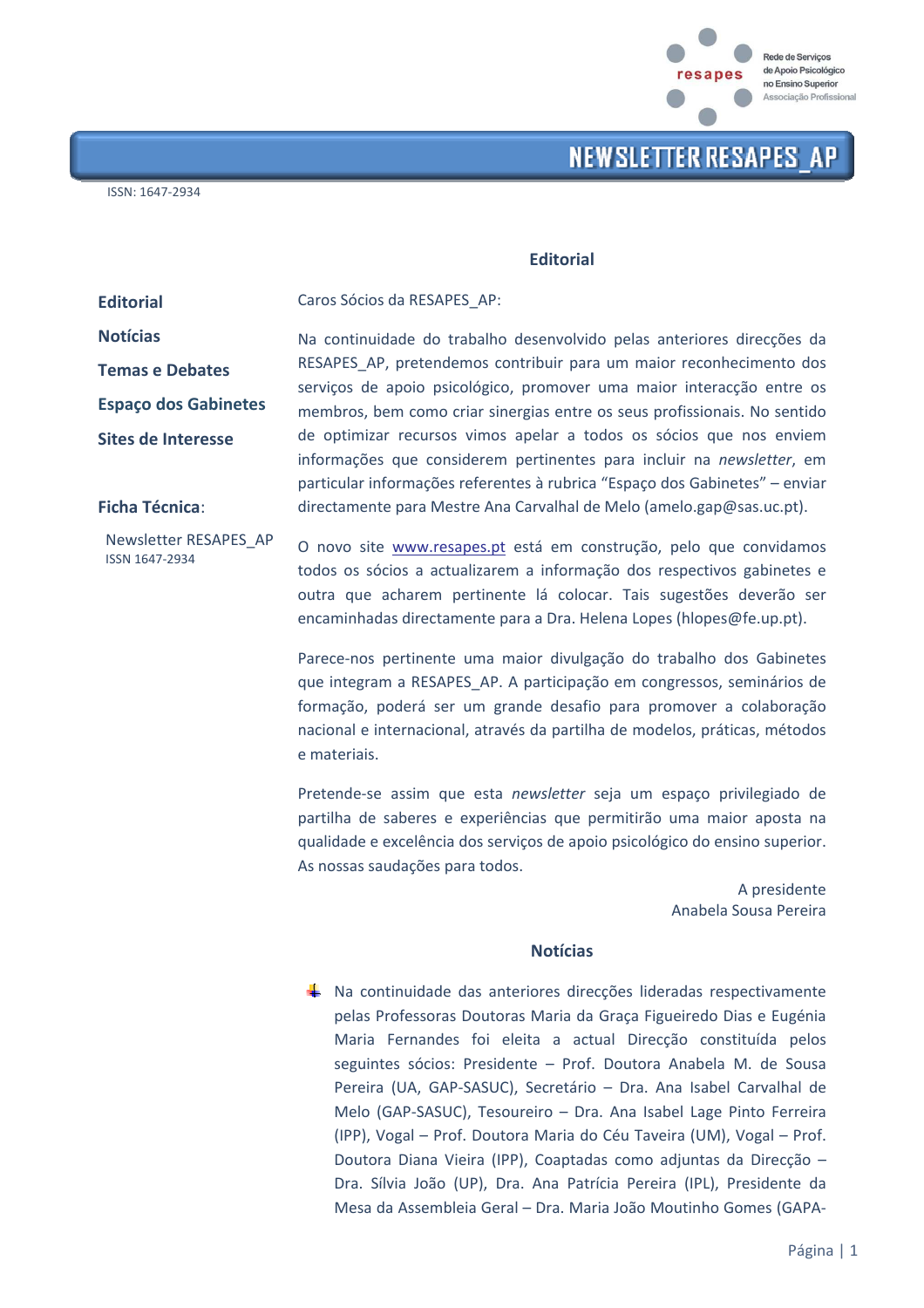Rede de Serviços de Apoio Psicológico no Ensino Superior
Associação Profissional

# NEWSLETTER RESAPES_AP

ISSN: 1647-2934

**Editorial**

**Notícias**

**Temas e Debates**

**Espaço dos Gabinetes**

**Sites de Interesse**

**Ficha Técnica**:

Newsletter RESAPES_AP
ISSN 1647-2934

## Editorial

Caros Sócios da RESAPES_AP:

Na continuidade do trabalho desenvolvido pelas anteriores direcções da RESAPES_AP, pretendemos contribuir para um maior reconhecimento dos serviços de apoio psicológico, promover uma maior interacção entre os membros, bem como criar sinergias entre os seus profissionais. No sentido de optimizar recursos vimos apelar a todos os sócios que nos enviem informações que considerem pertinentes para incluir na *newsletter*, em particular informações referentes à rubrica "Espaço dos Gabinetes" – enviar directamente para Mestre Ana Carvalhal de Melo (amelo.gap@sas.uc.pt).

O novo site www.resapes.pt está em construção, pelo que convidamos todos os sócios a actualizarem a informação dos respectivos gabinetes e outra que acharem pertinente lá colocar. Tais sugestões deverão ser encaminhadas directamente para a Dra. Helena Lopes (hlopes@fe.up.pt).

Parece-nos pertinente uma maior divulgação do trabalho dos Gabinetes que integram a RESAPES_AP. A participação em congressos, seminários de formação, poderá ser um grande desafio para promover a colaboração nacional e internacional, através da partilha de modelos, práticas, métodos e materiais.

Pretende-se assim que esta *newsletter* seja um espaço privilegiado de partilha de saberes e experiências que permitirão uma maior aposta na qualidade e excelência dos serviços de apoio psicológico do ensino superior. As nossas saudações para todos.

A presidente
Anabela Sousa Pereira

## Notícias

- Na continuidade das anteriores direcções lideradas respectivamente pelas Professoras Doutoras Maria da Graça Figueiredo Dias e Eugénia Maria Fernandes foi eleita a actual Direcção constituída pelos seguintes sócios: Presidente – Prof. Doutora Anabela M. de Sousa Pereira (UA, GAP-SASUC), Secretário – Dra. Ana Isabel Carvalhal de Melo (GAP-SASUC), Tesoureiro – Dra. Ana Isabel Lage Pinto Ferreira (IPP), Vogal – Prof. Doutora Maria do Céu Taveira (UM), Vogal – Prof. Doutora Diana Vieira (IPP), Coaptadas como adjuntas da Direcção – Dra. Sílvia João (UP), Dra. Ana Patrícia Pereira (IPL), Presidente da Mesa da Assembleia Geral – Dra. Maria João Moutinho Gomes (GAPA-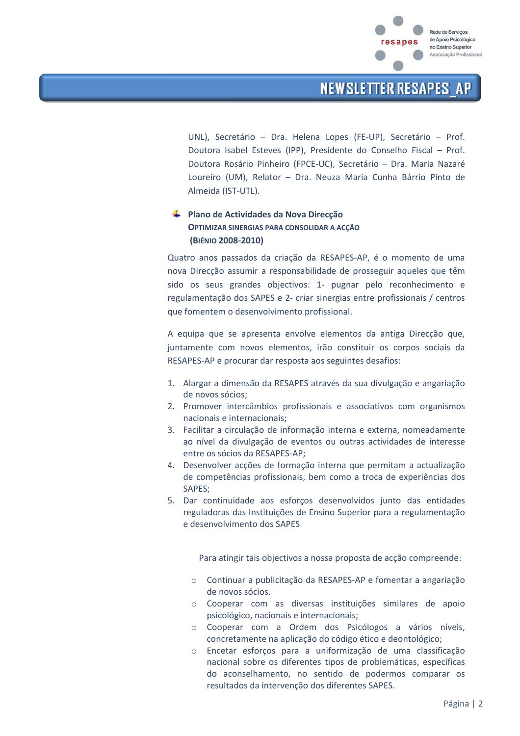UNL), Secretário – Dra. Helena Lopes (FE-UP), Secretário – Prof. Doutora Isabel Esteves (IPP), Presidente do Conselho Fiscal – Prof. Doutora Rosário Pinheiro (FPCE-UC), Secretário – Dra. Maria Nazaré Loureiro (UM), Relator – Dra. Neuza Maria Cunha Bárrio Pinto de Almeida (IST-UTL).

### Plano de Actividades da Nova Direcção

**OPTIMIZAR SINERGIAS PARA CONSOLIDAR A ACÇÃO**

**(BIÉNIO 2008-2010)**

Quatro anos passados da criação da RESAPES-AP, é o momento de uma nova Direcção assumir a responsabilidade de prosseguir aqueles que têm sido os seus grandes objectivos: 1- pugnar pelo reconhecimento e regulamentação dos SAPES e 2- criar sinergias entre profissionais / centros que fomentem o desenvolvimento profissional.

A equipa que se apresenta envolve elementos da antiga Direcção que, juntamente com novos elementos, irão constituir os corpos sociais da RESAPES-AP e procurar dar resposta aos seguintes desafios:

1. Alargar a dimensão da RESAPES através da sua divulgação e angariação de novos sócios;
2. Promover intercâmbios profissionais e associativos com organismos nacionais e internacionais;
3. Facilitar a circulação de informação interna e externa, nomeadamente ao nível da divulgação de eventos ou outras actividades de interesse entre os sócios da RESAPES-AP;
4. Desenvolver acções de formação interna que permitam a actualização de competências profissionais, bem como a troca de experiências dos SAPES;
5. Dar continuidade aos esforços desenvolvidos junto das entidades reguladoras das Instituições de Ensino Superior para a regulamentação e desenvolvimento dos SAPES

Para atingir tais objectivos a nossa proposta de acção compreende:

- Continuar a publicitação da RESAPES-AP e fomentar a angariação de novos sócios.
- Cooperar com as diversas instituições similares de apoio psicológico, nacionais e internacionais;
- Cooperar com a Ordem dos Psicólogos a vários níveis, concretamente na aplicação do código ético e deontológico;
- Encetar esforços para a uniformização de uma classificação nacional sobre os diferentes tipos de problemáticas, específicas do aconselhamento, no sentido de podermos comparar os resultados da intervenção dos diferentes SAPES.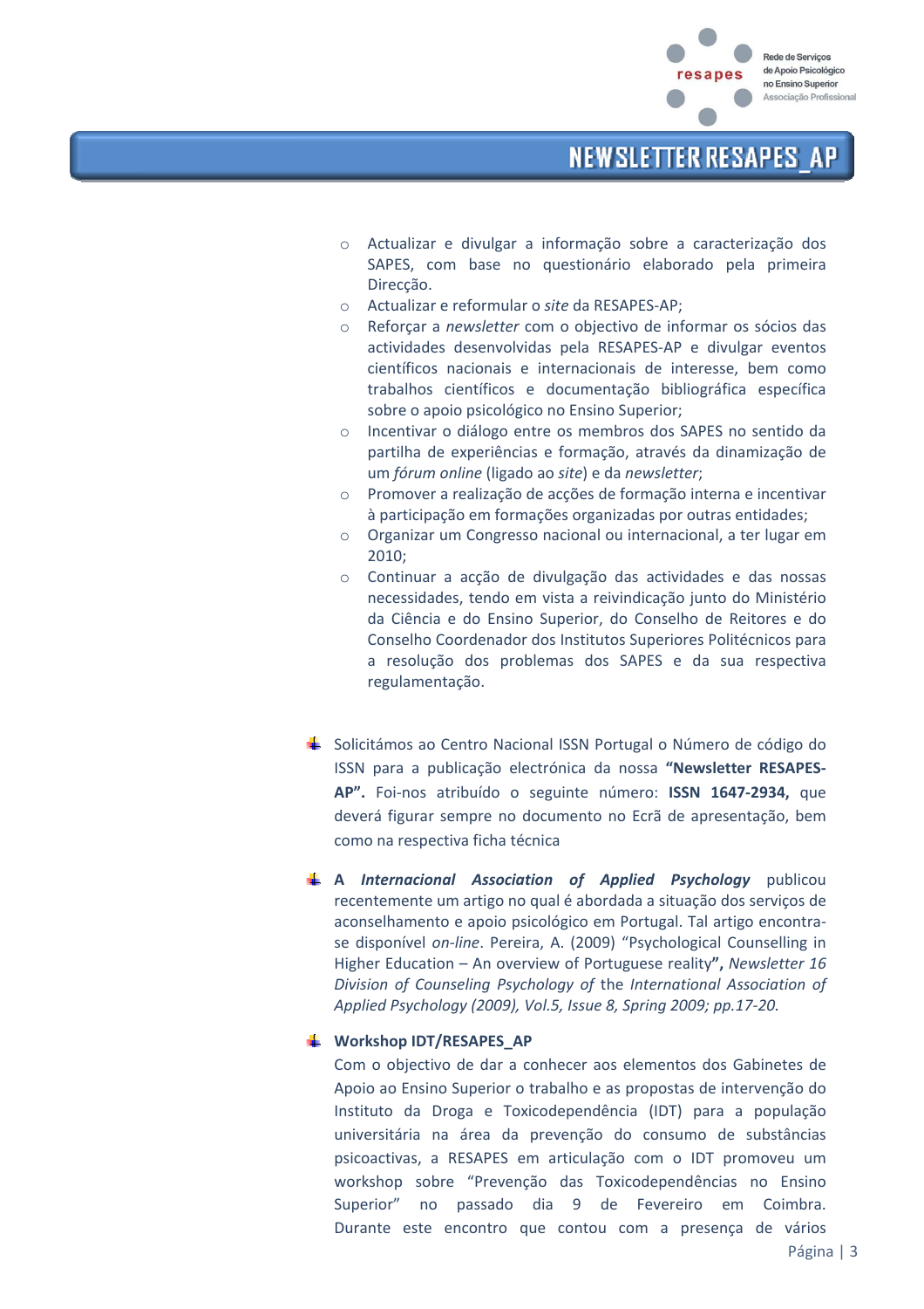- Actualizar e divulgar a informação sobre a caracterização dos SAPES, com base no questionário elaborado pela primeira Direcção.
- Actualizar e reformular o *site* da RESAPES-AP;
- Reforçar a *newsletter* com o objectivo de informar os sócios das actividades desenvolvidas pela RESAPES-AP e divulgar eventos científicos nacionais e internacionais de interesse, bem como trabalhos científicos e documentação bibliográfica específica sobre o apoio psicológico no Ensino Superior;
- Incentivar o diálogo entre os membros dos SAPES no sentido da partilha de experiências e formação, através da dinamização de um *fórum online* (ligado ao *site*) e da *newsletter*;
- Promover a realização de acções de formação interna e incentivar à participação em formações organizadas por outras entidades;
- Organizar um Congresso nacional ou internacional, a ter lugar em 2010;
- Continuar a acção de divulgação das actividades e das nossas necessidades, tendo em vista a reivindicação junto do Ministério da Ciência e do Ensino Superior, do Conselho de Reitores e do Conselho Coordenador dos Institutos Superiores Politécnicos para a resolução dos problemas dos SAPES e da sua respectiva regulamentação.

- Solicitámos ao Centro Nacional ISSN Portugal o Número de código do ISSN para a publicação electrónica da nossa **"Newsletter RESAPES-AP".** Foi-nos atribuído o seguinte número: **ISSN 1647-2934,** que deverá figurar sempre no documento no Ecrã de apresentação, bem como na respectiva ficha técnica

- **A *Internacional Association of Applied Psychology*** publicou recentemente um artigo no qual é abordada a situação dos serviços de aconselhamento e apoio psicológico em Portugal. Tal artigo encontra-se disponível *on-line*. Pereira, A. (2009) "Psychological Counselling in Higher Education – An overview of Portuguese reality**",** *Newsletter 16 Division of Counseling Psychology of* the *International Association of Applied Psychology (2009), Vol.5, Issue 8, Spring 2009; pp.17-20.*

- **Workshop IDT/RESAPES_AP**

  Com o objectivo de dar a conhecer aos elementos dos Gabinetes de Apoio ao Ensino Superior o trabalho e as propostas de intervenção do Instituto da Droga e Toxicodependência (IDT) para a população universitária na área da prevenção do consumo de substâncias psicoactivas, a RESAPES em articulação com o IDT promoveu um workshop sobre "Prevenção das Toxicodependências no Ensino Superior" no passado dia 9 de Fevereiro em Coimbra. Durante este encontro que contou com a presença de vários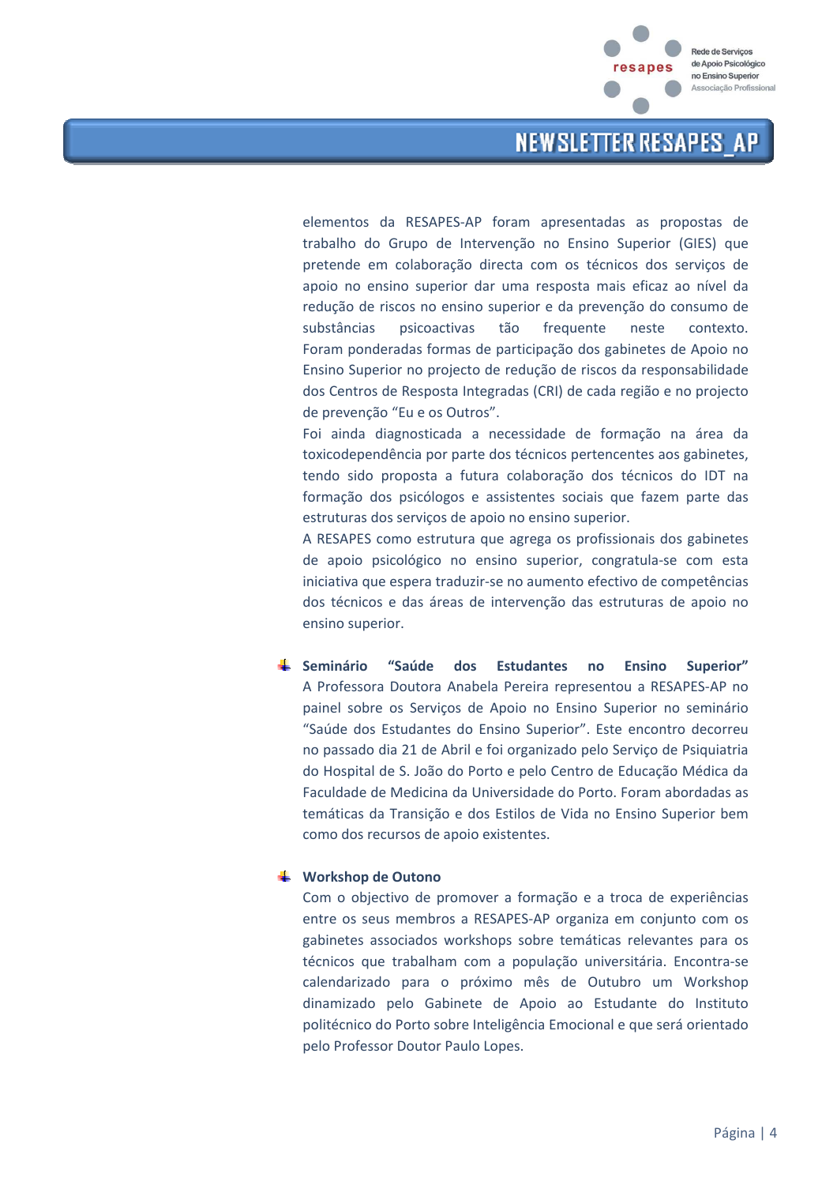elementos da RESAPES-AP foram apresentadas as propostas de trabalho do Grupo de Intervenção no Ensino Superior (GIES) que pretende em colaboração directa com os técnicos dos serviços de apoio no ensino superior dar uma resposta mais eficaz ao nível da redução de riscos no ensino superior e da prevenção do consumo de substâncias psicoactivas tão frequente neste contexto. Foram ponderadas formas de participação dos gabinetes de Apoio no Ensino Superior no projecto de redução de riscos da responsabilidade dos Centros de Resposta Integradas (CRI) de cada região e no projecto de prevenção "Eu e os Outros".

Foi ainda diagnosticada a necessidade de formação na área da toxicodependência por parte dos técnicos pertencentes aos gabinetes, tendo sido proposta a futura colaboração dos técnicos do IDT na formação dos psicólogos e assistentes sociais que fazem parte das estruturas dos serviços de apoio no ensino superior.

A RESAPES como estrutura que agrega os profissionais dos gabinetes de apoio psicológico no ensino superior, congratula-se com esta iniciativa que espera traduzir-se no aumento efectivo de competências dos técnicos e das áreas de intervenção das estruturas de apoio no ensino superior.

- **Seminário "Saúde dos Estudantes no Ensino Superior"**
  A Professora Doutora Anabela Pereira representou a RESAPES-AP no painel sobre os Serviços de Apoio no Ensino Superior no seminário "Saúde dos Estudantes do Ensino Superior". Este encontro decorreu no passado dia 21 de Abril e foi organizado pelo Serviço de Psiquiatria do Hospital de S. João do Porto e pelo Centro de Educação Médica da Faculdade de Medicina da Universidade do Porto. Foram abordadas as temáticas da Transição e dos Estilos de Vida no Ensino Superior bem como dos recursos de apoio existentes.

- **Workshop de Outono**
  Com o objectivo de promover a formação e a troca de experiências entre os seus membros a RESAPES-AP organiza em conjunto com os gabinetes associados workshops sobre temáticas relevantes para os técnicos que trabalham com a população universitária. Encontra-se calendarizado para o próximo mês de Outubro um Workshop dinamizado pelo Gabinete de Apoio ao Estudante do Instituto politécnico do Porto sobre Inteligência Emocional e que será orientado pelo Professor Doutor Paulo Lopes.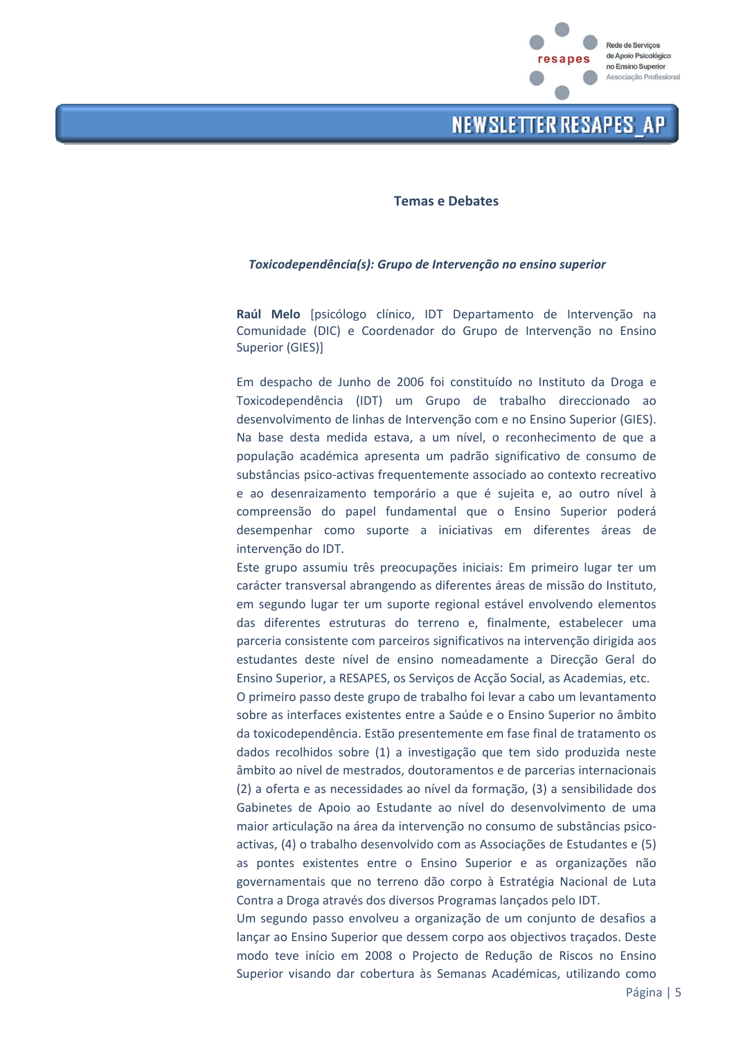## Temas e Debates

***Toxicodependência(s): Grupo de Intervenção no ensino superior***

**Raúl Melo** [psicólogo clínico, IDT Departamento de Intervenção na Comunidade (DIC) e Coordenador do Grupo de Intervenção no Ensino Superior (GIES)]

Em despacho de Junho de 2006 foi constituído no Instituto da Droga e Toxicodependência (IDT) um Grupo de trabalho direccionado ao desenvolvimento de linhas de Intervenção com e no Ensino Superior (GIES). Na base desta medida estava, a um nível, o reconhecimento de que a população académica apresenta um padrão significativo de consumo de substâncias psico-activas frequentemente associado ao contexto recreativo e ao desenraizamento temporário a que é sujeita e, ao outro nível à compreensão do papel fundamental que o Ensino Superior poderá desempenhar como suporte a iniciativas em diferentes áreas de intervenção do IDT.

Este grupo assumiu três preocupações iniciais: Em primeiro lugar ter um carácter transversal abrangendo as diferentes áreas de missão do Instituto, em segundo lugar ter um suporte regional estável envolvendo elementos das diferentes estruturas do terreno e, finalmente, estabelecer uma parceria consistente com parceiros significativos na intervenção dirigida aos estudantes deste nível de ensino nomeadamente a Direcção Geral do Ensino Superior, a RESAPES, os Serviços de Acção Social, as Academias, etc.

O primeiro passo deste grupo de trabalho foi levar a cabo um levantamento sobre as interfaces existentes entre a Saúde e o Ensino Superior no âmbito da toxicodependência. Estão presentemente em fase final de tratamento os dados recolhidos sobre (1) a investigação que tem sido produzida neste âmbito ao nível de mestrados, doutoramentos e de parcerias internacionais (2) a oferta e as necessidades ao nível da formação, (3) a sensibilidade dos Gabinetes de Apoio ao Estudante ao nível do desenvolvimento de uma maior articulação na área da intervenção no consumo de substâncias psico-activas, (4) o trabalho desenvolvido com as Associações de Estudantes e (5) as pontes existentes entre o Ensino Superior e as organizações não governamentais que no terreno dão corpo à Estratégia Nacional de Luta Contra a Droga através dos diversos Programas lançados pelo IDT.

Um segundo passo envolveu a organização de um conjunto de desafios a lançar ao Ensino Superior que dessem corpo aos objectivos traçados. Deste modo teve início em 2008 o Projecto de Redução de Riscos no Ensino Superior visando dar cobertura às Semanas Académicas, utilizando como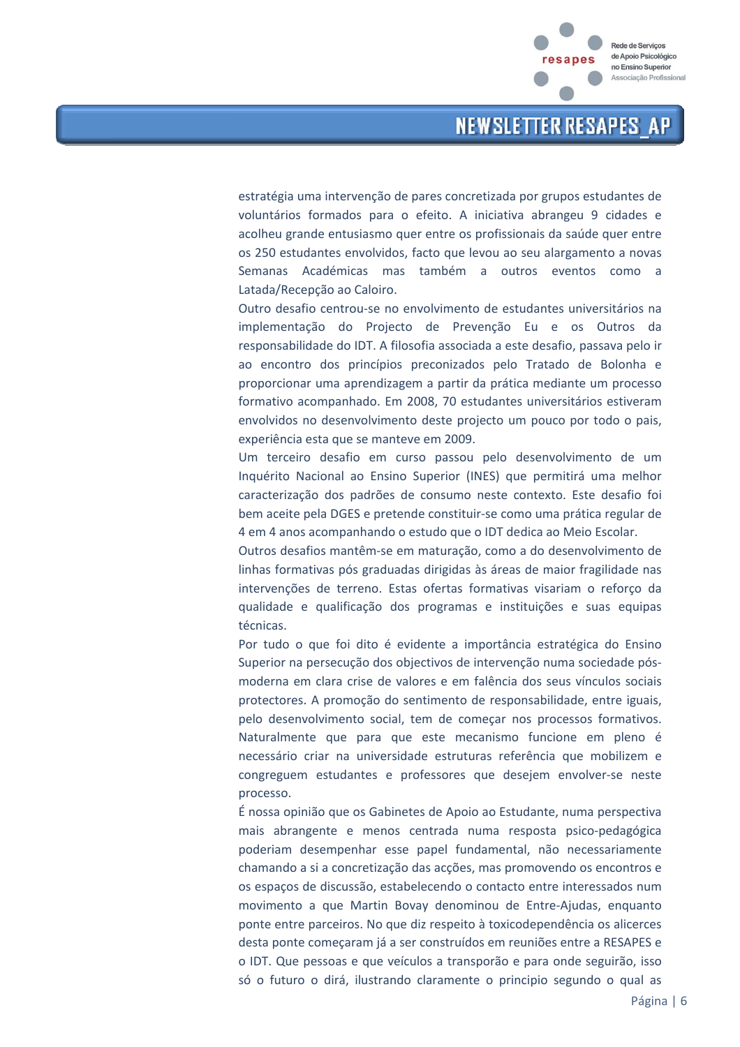estratégia uma intervenção de pares concretizada por grupos estudantes de voluntários formados para o efeito. A iniciativa abrangeu 9 cidades e acolheu grande entusiasmo quer entre os profissionais da saúde quer entre os 250 estudantes envolvidos, facto que levou ao seu alargamento a novas Semanas Académicas mas também a outros eventos como a Latada/Recepção ao Caloiro.

Outro desafio centrou-se no envolvimento de estudantes universitários na implementação do Projecto de Prevenção Eu e os Outros da responsabilidade do IDT. A filosofia associada a este desafio, passava pelo ir ao encontro dos princípios preconizados pelo Tratado de Bolonha e proporcionar uma aprendizagem a partir da prática mediante um processo formativo acompanhado. Em 2008, 70 estudantes universitários estiveram envolvidos no desenvolvimento deste projecto um pouco por todo o pais, experiência esta que se manteve em 2009.

Um terceiro desafio em curso passou pelo desenvolvimento de um Inquérito Nacional ao Ensino Superior (INES) que permitirá uma melhor caracterização dos padrões de consumo neste contexto. Este desafio foi bem aceite pela DGES e pretende constituir-se como uma prática regular de 4 em 4 anos acompanhando o estudo que o IDT dedica ao Meio Escolar.

Outros desafios mantêm-se em maturação, como a do desenvolvimento de linhas formativas pós graduadas dirigidas às áreas de maior fragilidade nas intervenções de terreno. Estas ofertas formativas visariam o reforço da qualidade e qualificação dos programas e instituições e suas equipas técnicas.

Por tudo o que foi dito é evidente a importância estratégica do Ensino Superior na persecução dos objectivos de intervenção numa sociedade pós-moderna em clara crise de valores e em falência dos seus vínculos sociais protectores. A promoção do sentimento de responsabilidade, entre iguais, pelo desenvolvimento social, tem de começar nos processos formativos. Naturalmente que para que este mecanismo funcione em pleno é necessário criar na universidade estruturas referência que mobilizem e congreguem estudantes e professores que desejem envolver-se neste processo.

É nossa opinião que os Gabinetes de Apoio ao Estudante, numa perspectiva mais abrangente e menos centrada numa resposta psico-pedagógica poderiam desempenhar esse papel fundamental, não necessariamente chamando a si a concretização das acções, mas promovendo os encontros e os espaços de discussão, estabelecendo o contacto entre interessados num movimento a que Martin Bovay denominou de Entre-Ajudas, enquanto ponte entre parceiros. No que diz respeito à toxicodependência os alicerces desta ponte começaram já a ser construídos em reuniões entre a RESAPES e o IDT. Que pessoas e que veículos a transporão e para onde seguirão, isso só o futuro o dirá, ilustrando claramente o principio segundo o qual as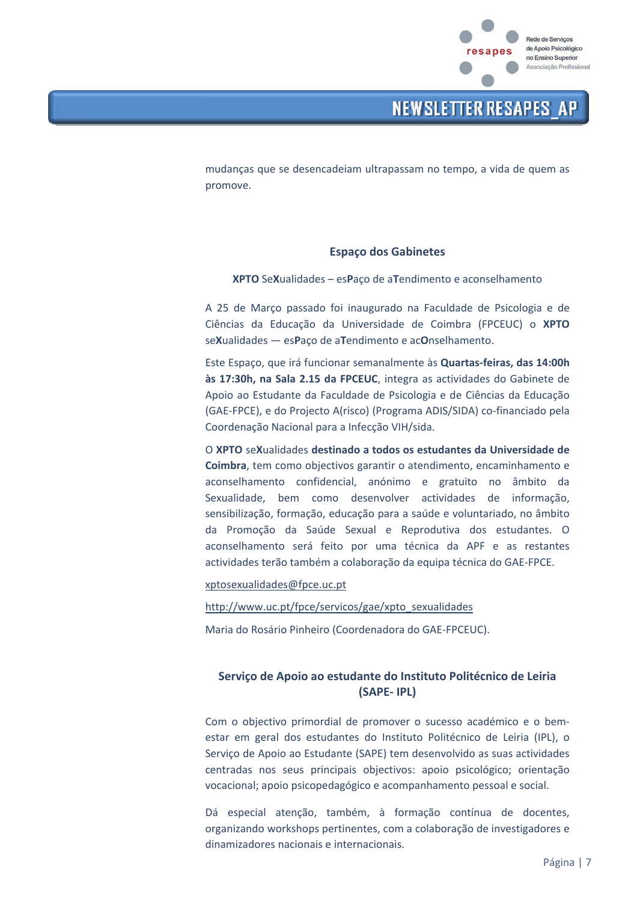mudanças que se desencadeiam ultrapassam no tempo, a vida de quem as promove.

## Espaço dos Gabinetes

**XPTO** Se**X**ualidades – es**P**aço de a**T**endimento e aconselhamento

A 25 de Março passado foi inaugurado na Faculdade de Psicologia e de Ciências da Educação da Universidade de Coimbra (FPCEUC) o **XPTO** se**X**ualidades — es**P**aço de a**T**endimento e ac**O**nselhamento.

Este Espaço, que irá funcionar semanalmente às **Quartas-feiras, das 14:00h às 17:30h, na Sala 2.15 da FPCEUC**, integra as actividades do Gabinete de Apoio ao Estudante da Faculdade de Psicologia e de Ciências da Educação (GAE-FPCE), e do Projecto A(risco) (Programa ADIS/SIDA) co-financiado pela Coordenação Nacional para a Infecção VIH/sida.

O **XPTO** se**X**ualidades **destinado a todos os estudantes da Universidade de Coimbra**, tem como objectivos garantir o atendimento, encaminhamento e aconselhamento confidencial, anónimo e gratuito no âmbito da Sexualidade, bem como desenvolver actividades de informação, sensibilização, formação, educação para a saúde e voluntariado, no âmbito da Promoção da Saúde Sexual e Reprodutiva dos estudantes. O aconselhamento será feito por uma técnica da APF e as restantes actividades terão também a colaboração da equipa técnica do GAE-FPCE.

xptosexualidades@fpce.uc.pt

http://www.uc.pt/fpce/servicos/gae/xpto_sexualidades

Maria do Rosário Pinheiro (Coordenadora do GAE-FPCEUC).

## Serviço de Apoio ao estudante do Instituto Politécnico de Leiria (SAPE- IPL)

Com o objectivo primordial de promover o sucesso académico e o bem-estar em geral dos estudantes do Instituto Politécnico de Leiria (IPL), o Serviço de Apoio ao Estudante (SAPE) tem desenvolvido as suas actividades centradas nos seus principais objectivos: apoio psicológico; orientação vocacional; apoio psicopedagógico e acompanhamento pessoal e social.

Dá especial atenção, também, à formação contínua de docentes, organizando workshops pertinentes, com a colaboração de investigadores e dinamizadores nacionais e internacionais.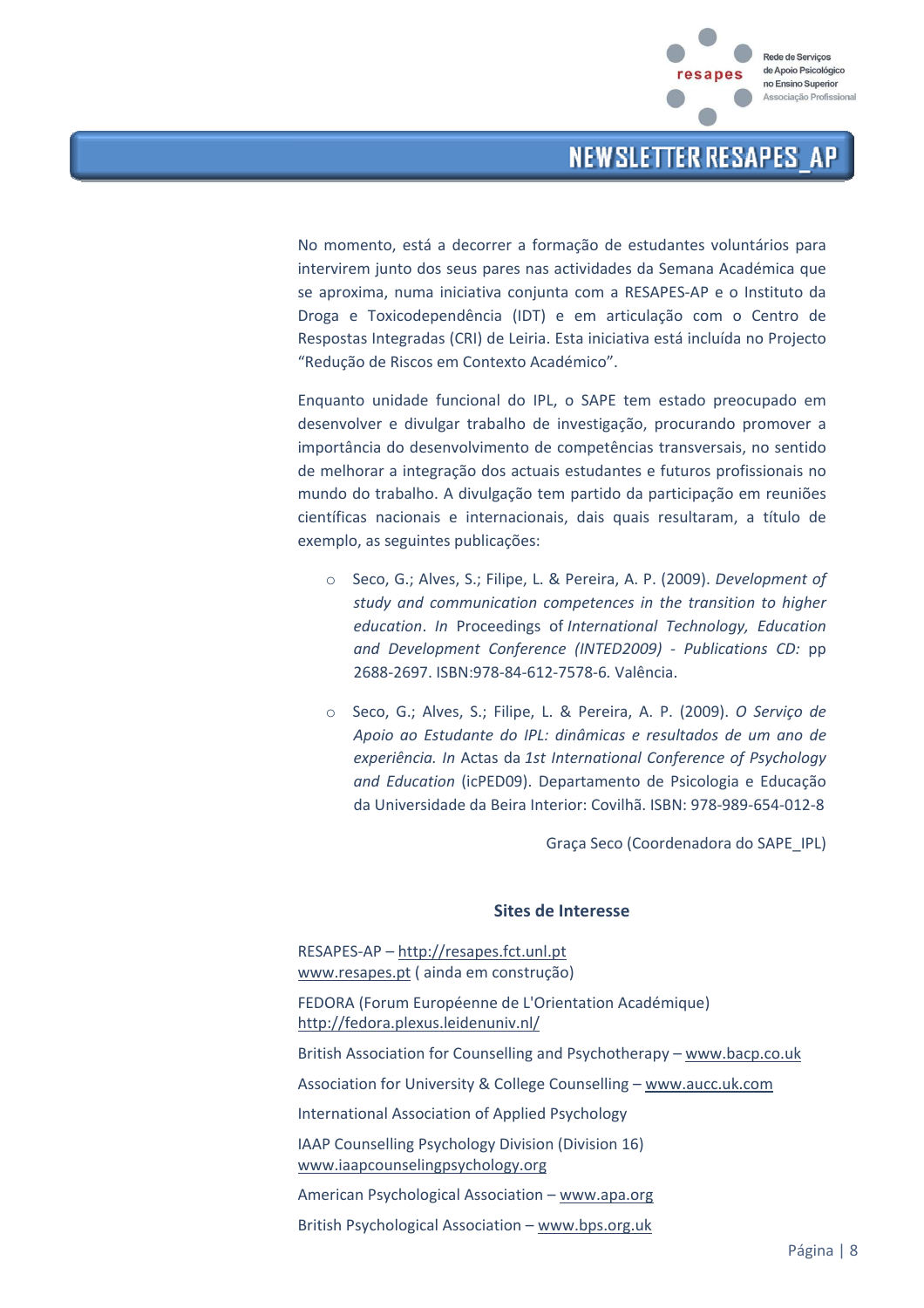No momento, está a decorrer a formação de estudantes voluntários para intervirem junto dos seus pares nas actividades da Semana Académica que se aproxima, numa iniciativa conjunta com a RESAPES-AP e o Instituto da Droga e Toxicodependência (IDT) e em articulação com o Centro de Respostas Integradas (CRI) de Leiria. Esta iniciativa está incluída no Projecto "Redução de Riscos em Contexto Académico".

Enquanto unidade funcional do IPL, o SAPE tem estado preocupado em desenvolver e divulgar trabalho de investigação, procurando promover a importância do desenvolvimento de competências transversais, no sentido de melhorar a integração dos actuais estudantes e futuros profissionais no mundo do trabalho. A divulgação tem partido da participação em reuniões científicas nacionais e internacionais, dais quais resultaram, a título de exemplo, as seguintes publicações:

- Seco, G.; Alves, S.; Filipe, L. & Pereira, A. P. (2009). *Development of study and communication competences in the transition to higher education*. *In* Proceedings of *International Technology, Education and Development Conference (INTED2009) - Publications CD:* pp 2688-2697. ISBN:978-84-612-7578-6. Valência.

- Seco, G.; Alves, S.; Filipe, L. & Pereira, A. P. (2009). *O Serviço de Apoio ao Estudante do IPL: dinâmicas e resultados de um ano de experiência. In* Actas da *1st International Conference of Psychology and Education* (icPED09). Departamento de Psicologia e Educação da Universidade da Beira Interior: Covilhã. ISBN: 978-989-654-012-8

Graça Seco (Coordenadora do SAPE_IPL)

## Sites de Interesse

RESAPES-AP – http://resapes.fct.unl.pt
www.resapes.pt ( ainda em construção)

FEDORA (Forum Européenne de L'Orientation Académique)
http://fedora.plexus.leidenuniv.nl/

British Association for Counselling and Psychotherapy – www.bacp.co.uk

Association for University & College Counselling – www.aucc.uk.com

International Association of Applied Psychology

IAAP Counselling Psychology Division (Division 16)
www.iaapcounselingpsychology.org

American Psychological Association – www.apa.org

British Psychological Association – www.bps.org.uk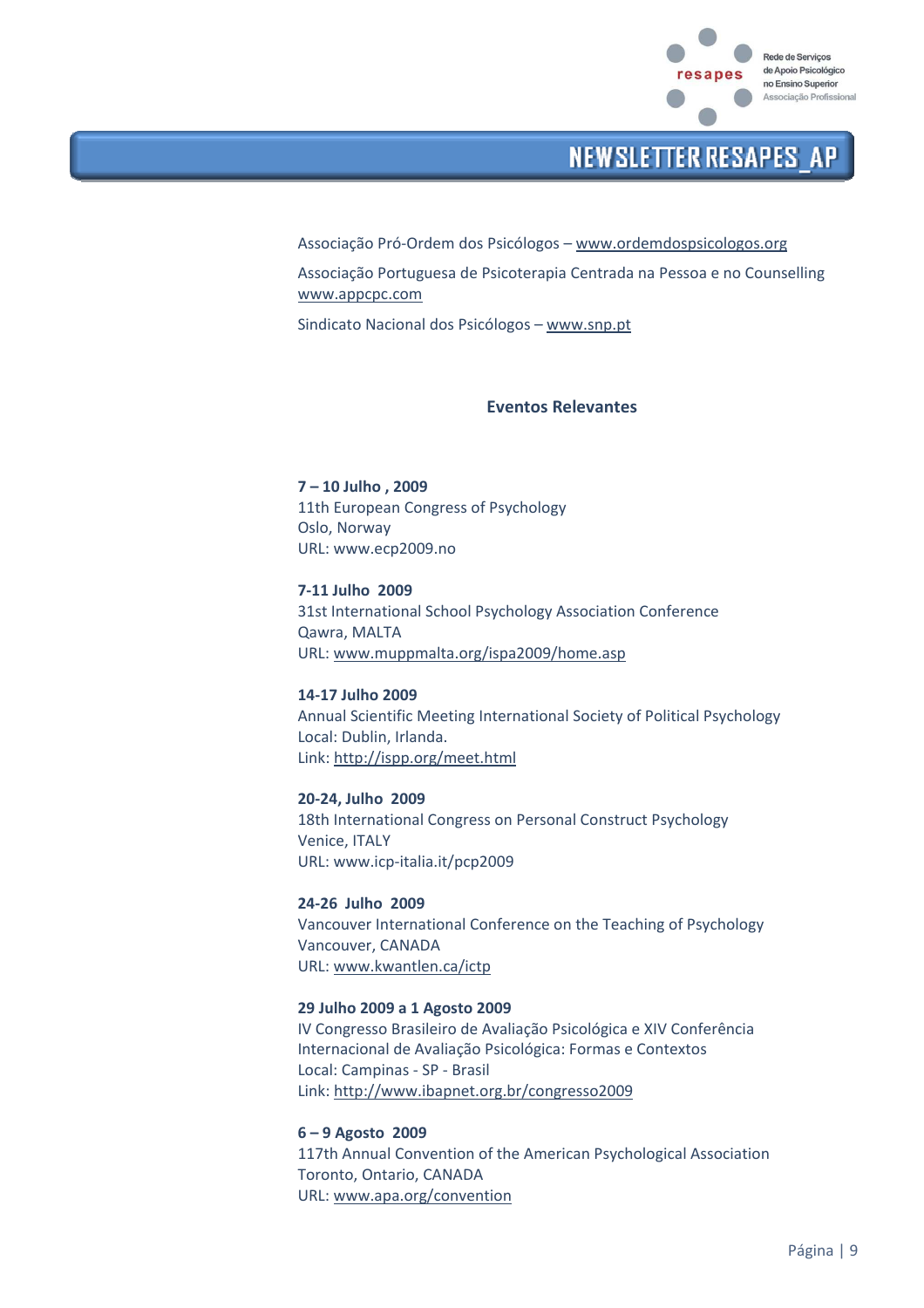Associação Pró-Ordem dos Psicólogos – www.ordemdospsicologos.org

Associação Portuguesa de Psicoterapia Centrada na Pessoa e no Counselling www.appcpc.com

Sindicato Nacional dos Psicólogos – www.snp.pt

## Eventos Relevantes

**7 – 10 Julho , 2009**
11th European Congress of Psychology
Oslo, Norway
URL: www.ecp2009.no

**7-11 Julho 2009**
31st International School Psychology Association Conference
Qawra, MALTA
URL: www.muppmalta.org/ispa2009/home.asp

**14-17 Julho 2009**
Annual Scientific Meeting International Society of Political Psychology
Local: Dublin, Irlanda.
Link: http://ispp.org/meet.html

**20-24, Julho 2009**
18th International Congress on Personal Construct Psychology
Venice, ITALY
URL: www.icp-italia.it/pcp2009

**24-26 Julho 2009**
Vancouver International Conference on the Teaching of Psychology
Vancouver, CANADA
URL: www.kwantlen.ca/ictp

**29 Julho 2009 a 1 Agosto 2009**
IV Congresso Brasileiro de Avaliação Psicológica e XIV Conferência Internacional de Avaliação Psicológica: Formas e Contextos
Local: Campinas - SP - Brasil
Link: http://www.ibapnet.org.br/congresso2009

**6 – 9 Agosto 2009**
117th Annual Convention of the American Psychological Association
Toronto, Ontario, CANADA
URL: www.apa.org/convention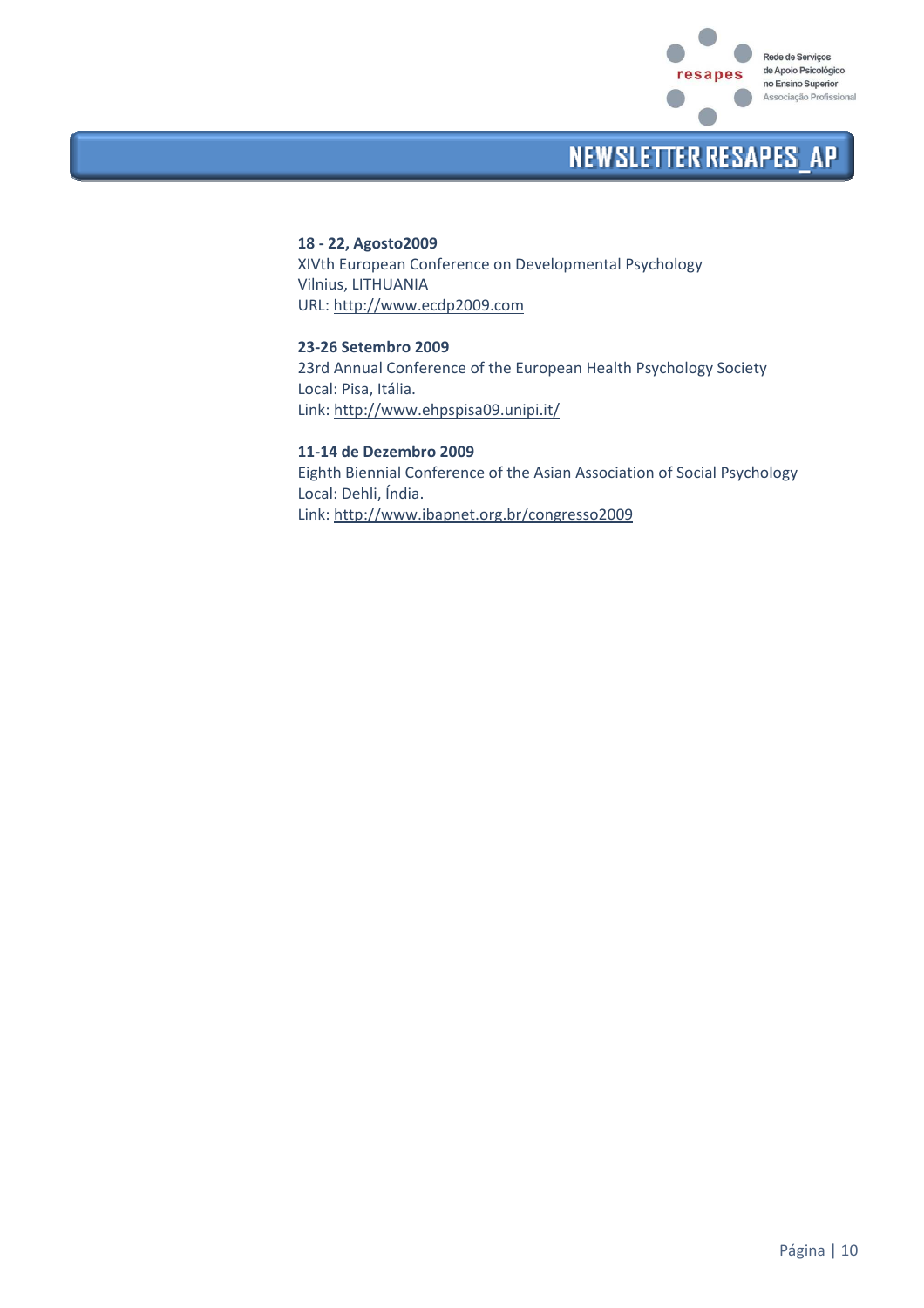**18 - 22, Agosto2009**
XIVth European Conference on Developmental Psychology
Vilnius, LITHUANIA
URL: http://www.ecdp2009.com

**23-26 Setembro 2009**
23rd Annual Conference of the European Health Psychology Society
Local: Pisa, Itália.
Link: http://www.ehpspisa09.unipi.it/

**11-14 de Dezembro 2009**
Eighth Biennial Conference of the Asian Association of Social Psychology
Local: Dehli, Índia.
Link: http://www.ibapnet.org.br/congresso2009